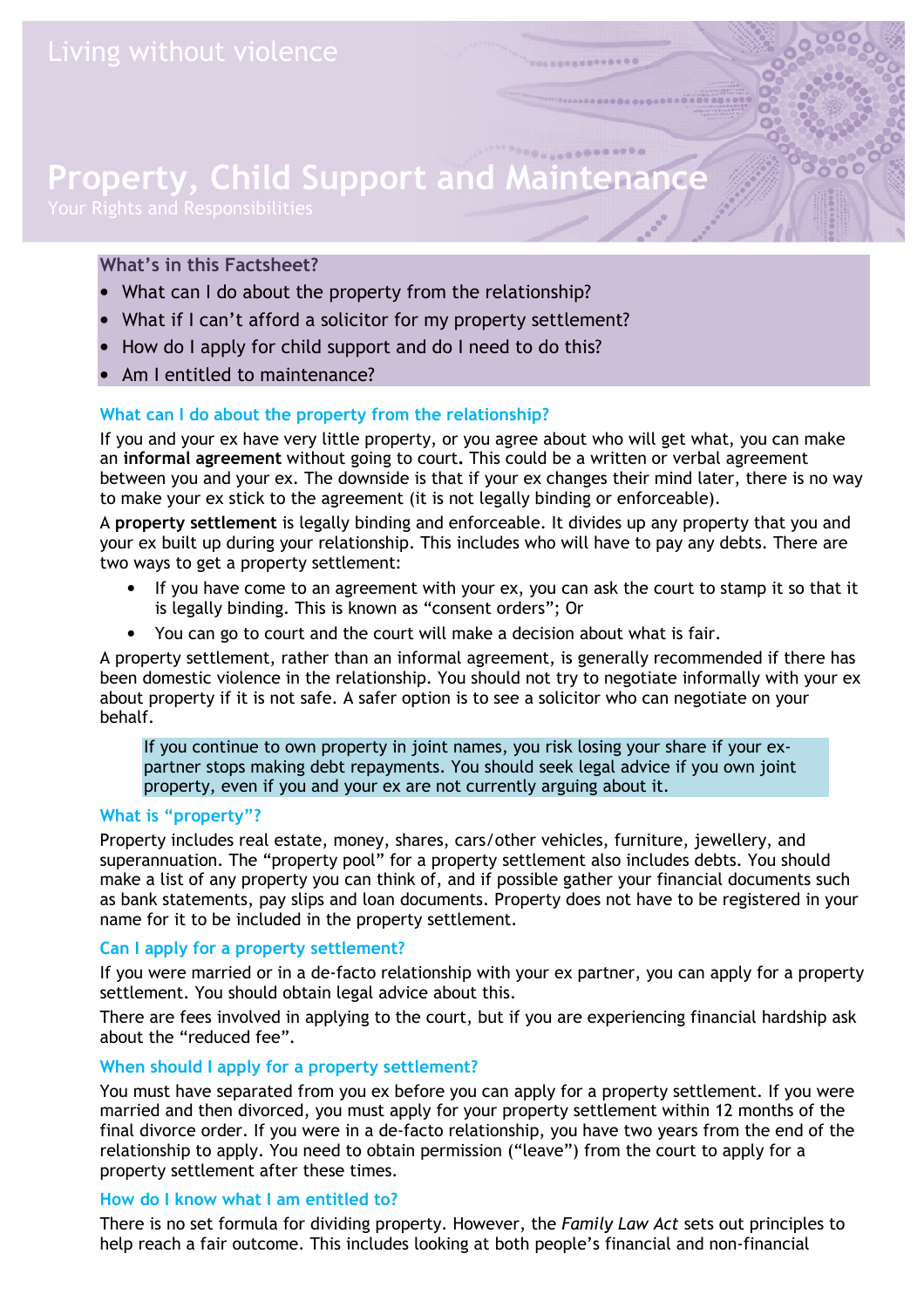Living without violence

# Property, Child Support and Maintenance

Your Rights and Responsibilities

**What's in this Factsheet?**

- What can I do about the property from the relationship?
- What if I can't afford a solicitor for my property settlement?
- How do I apply for child support and do I need to do this?
- Am I entitled to maintenance?

## What can I do about the property from the relationship?

If you and your ex have very little property, or you agree about who will get what, you can make an **informal agreement** without going to court**.** This could be a written or verbal agreement between you and your ex. The downside is that if your ex changes their mind later, there is no way to make your ex stick to the agreement (it is not legally binding or enforceable).

A **property settlement** is legally binding and enforceable. It divides up any property that you and your ex built up during your relationship. This includes who will have to pay any debts. There are two ways to get a property settlement:

- If you have come to an agreement with your ex, you can ask the court to stamp it so that it is legally binding. This is known as "consent orders"; Or
- You can go to court and the court will make a decision about what is fair.

A property settlement, rather than an informal agreement, is generally recommended if there has been domestic violence in the relationship. You should not try to negotiate informally with your ex about property if it is not safe. A safer option is to see a solicitor who can negotiate on your behalf.

> If you continue to own property in joint names, you risk losing your share if your ex-partner stops making debt repayments. You should seek legal advice if you own joint property, even if you and your ex are not currently arguing about it.

## What is "property"?

Property includes real estate, money, shares, cars/other vehicles, furniture, jewellery, and superannuation. The "property pool" for a property settlement also includes debts. You should make a list of any property you can think of, and if possible gather your financial documents such as bank statements, pay slips and loan documents. Property does not have to be registered in your name for it to be included in the property settlement.

## Can I apply for a property settlement?

If you were married or in a de-facto relationship with your ex partner, you can apply for a property settlement. You should obtain legal advice about this.

There are fees involved in applying to the court, but if you are experiencing financial hardship ask about the "reduced fee".

## When should I apply for a property settlement?

You must have separated from you ex before you can apply for a property settlement. If you were married and then divorced, you must apply for your property settlement within 12 months of the final divorce order. If you were in a de-facto relationship, you have two years from the end of the relationship to apply. You need to obtain permission ("leave") from the court to apply for a property settlement after these times.

## How do I know what I am entitled to?

There is no set formula for dividing property. However, the *Family Law Act* sets out principles to help reach a fair outcome. This includes looking at both people's financial and non-financial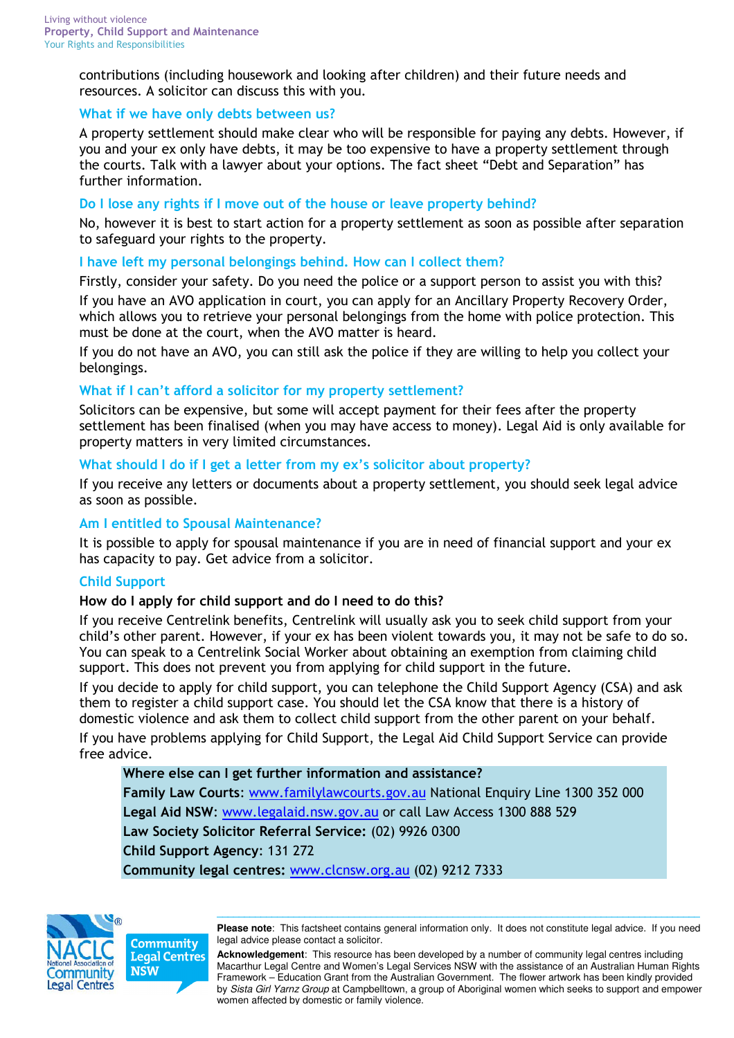contributions (including housework and looking after children) and their future needs and resources. A solicitor can discuss this with you.

### What if we have only debts between us?

A property settlement should make clear who will be responsible for paying any debts. However, if you and your ex only have debts, it may be too expensive to have a property settlement through the courts. Talk with a lawyer about your options. The fact sheet “Debt and Separation” has further information.

### Do I lose any rights if I move out of the house or leave property behind?

No, however it is best to start action for a property settlement as soon as possible after separation to safeguard your rights to the property.

### I have left my personal belongings behind. How can I collect them?

Firstly, consider your safety. Do you need the police or a support person to assist you with this?

If you have an AVO application in court, you can apply for an Ancillary Property Recovery Order, which allows you to retrieve your personal belongings from the home with police protection. This must be done at the court, when the AVO matter is heard.

If you do not have an AVO, you can still ask the police if they are willing to help you collect your belongings.

### What if I can’t afford a solicitor for my property settlement?

Solicitors can be expensive, but some will accept payment for their fees after the property settlement has been finalised (when you may have access to money). Legal Aid is only available for property matters in very limited circumstances.

### What should I do if I get a letter from my ex’s solicitor about property?

If you receive any letters or documents about a property settlement, you should seek legal advice as soon as possible.

### Am I entitled to Spousal Maintenance?

It is possible to apply for spousal maintenance if you are in need of financial support and your ex has capacity to pay. Get advice from a solicitor.

## Child Support

**How do I apply for child support and do I need to do this?**

If you receive Centrelink benefits, Centrelink will usually ask you to seek child support from your child’s other parent. However, if your ex has been violent towards you, it may not be safe to do so. You can speak to a Centrelink Social Worker about obtaining an exemption from claiming child support. This does not prevent you from applying for child support in the future.

If you decide to apply for child support, you can telephone the Child Support Agency (CSA) and ask them to register a child support case. You should let the CSA know that there is a history of domestic violence and ask them to collect child support from the other parent on your behalf.

If you have problems applying for Child Support, the Legal Aid Child Support Service can provide free advice.

**Where else can I get further information and assistance?**

**Family Law Courts**: www.familylawcourts.gov.au National Enquiry Line 1300 352 000

**Legal Aid NSW**: www.legalaid.nsw.gov.au or call Law Access 1300 888 529

**Law Society Solicitor Referral Service:** (02) 9926 0300

**Child Support Agency**: 131 272

**Community legal centres:** www.clcnsw.org.au (02) 9212 7333

NACLC National Association of Community Legal Centres

Community Legal Centres NSW

**Please note**: This factsheet contains general information only. It does not constitute legal advice. If you need legal advice please contact a solicitor.

**Acknowledgement**: This resource has been developed by a number of community legal centres including Macarthur Legal Centre and Women’s Legal Services NSW with the assistance of an Australian Human Rights Framework – Education Grant from the Australian Government. The flower artwork has been kindly provided by *Sista Girl Yarnz Group* at Campbelltown, a group of Aboriginal women which seeks to support and empower women affected by domestic or family violence.